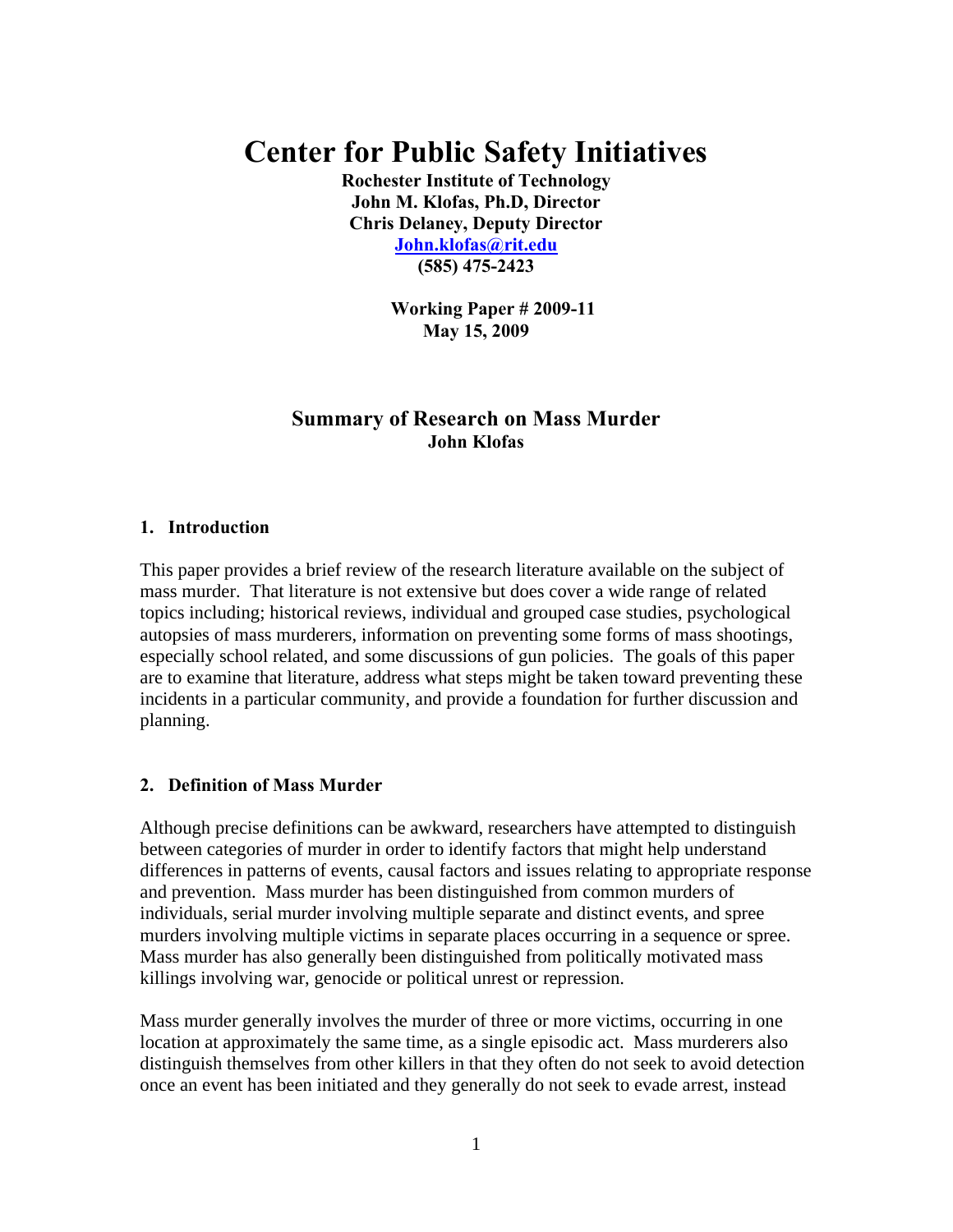# Center for Public Safety Initiatives

**Rochester Institute of Technology**
**John M. Klofas, Ph.D, Director**
**Chris Delaney, Deputy Director**
**[John.klofas@rit.edu](mailto:John.klofas@rit.edu)**
**(585) 475-2423**

**Working Paper # 2009-11**
**May 15, 2009**

## Summary of Research on Mass Murder

**John Klofas**

### 1. Introduction

This paper provides a brief review of the research literature available on the subject of mass murder. That literature is not extensive but does cover a wide range of related topics including; historical reviews, individual and grouped case studies, psychological autopsies of mass murderers, information on preventing some forms of mass shootings, especially school related, and some discussions of gun policies. The goals of this paper are to examine that literature, address what steps might be taken toward preventing these incidents in a particular community, and provide a foundation for further discussion and planning.

### 2. Definition of Mass Murder

Although precise definitions can be awkward, researchers have attempted to distinguish between categories of murder in order to identify factors that might help understand differences in patterns of events, causal factors and issues relating to appropriate response and prevention. Mass murder has been distinguished from common murders of individuals, serial murder involving multiple separate and distinct events, and spree murders involving multiple victims in separate places occurring in a sequence or spree. Mass murder has also generally been distinguished from politically motivated mass killings involving war, genocide or political unrest or repression.

Mass murder generally involves the murder of three or more victims, occurring in one location at approximately the same time, as a single episodic act. Mass murderers also distinguish themselves from other killers in that they often do not seek to avoid detection once an event has been initiated and they generally do not seek to evade arrest, instead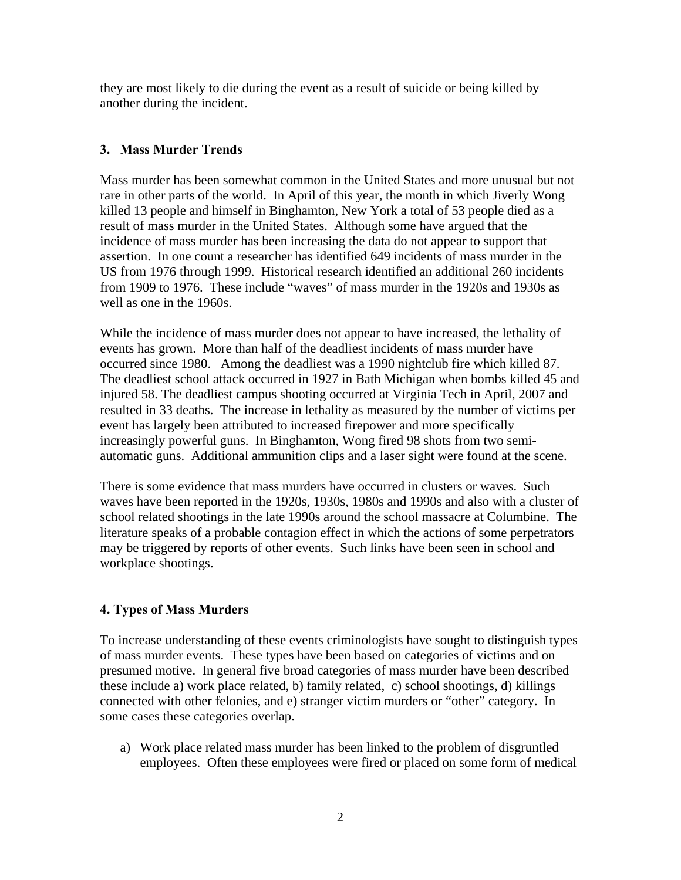they are most likely to die during the event as a result of suicide or being killed by another during the incident.

## 3. Mass Murder Trends

Mass murder has been somewhat common in the United States and more unusual but not rare in other parts of the world. In April of this year, the month in which Jiverly Wong killed 13 people and himself in Binghamton, New York a total of 53 people died as a result of mass murder in the United States. Although some have argued that the incidence of mass murder has been increasing the data do not appear to support that assertion. In one count a researcher has identified 649 incidents of mass murder in the US from 1976 through 1999. Historical research identified an additional 260 incidents from 1909 to 1976. These include "waves" of mass murder in the 1920s and 1930s as well as one in the 1960s.

While the incidence of mass murder does not appear to have increased, the lethality of events has grown. More than half of the deadliest incidents of mass murder have occurred since 1980. Among the deadliest was a 1990 nightclub fire which killed 87. The deadliest school attack occurred in 1927 in Bath Michigan when bombs killed 45 and injured 58. The deadliest campus shooting occurred at Virginia Tech in April, 2007 and resulted in 33 deaths. The increase in lethality as measured by the number of victims per event has largely been attributed to increased firepower and more specifically increasingly powerful guns. In Binghamton, Wong fired 98 shots from two semi-automatic guns. Additional ammunition clips and a laser sight were found at the scene.

There is some evidence that mass murders have occurred in clusters or waves. Such waves have been reported in the 1920s, 1930s, 1980s and 1990s and also with a cluster of school related shootings in the late 1990s around the school massacre at Columbine. The literature speaks of a probable contagion effect in which the actions of some perpetrators may be triggered by reports of other events. Such links have been seen in school and workplace shootings.

## 4. Types of Mass Murders

To increase understanding of these events criminologists have sought to distinguish types of mass murder events. These types have been based on categories of victims and on presumed motive. In general five broad categories of mass murder have been described these include a) work place related, b) family related, c) school shootings, d) killings connected with other felonies, and e) stranger victim murders or "other" category. In some cases these categories overlap.

a) Work place related mass murder has been linked to the problem of disgruntled employees. Often these employees were fired or placed on some form of medical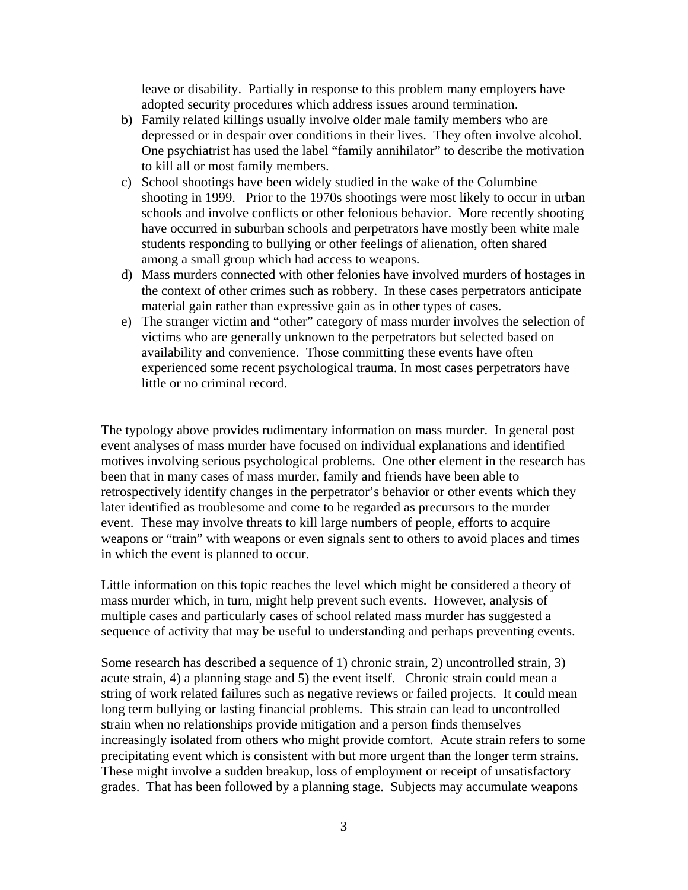leave or disability. Partially in response to this problem many employers have adopted security procedures which address issues around termination.

b) Family related killings usually involve older male family members who are depressed or in despair over conditions in their lives. They often involve alcohol. One psychiatrist has used the label "family annihilator" to describe the motivation to kill all or most family members.
c) School shootings have been widely studied in the wake of the Columbine shooting in 1999. Prior to the 1970s shootings were most likely to occur in urban schools and involve conflicts or other felonious behavior. More recently shooting have occurred in suburban schools and perpetrators have mostly been white male students responding to bullying or other feelings of alienation, often shared among a small group which had access to weapons.
d) Mass murders connected with other felonies have involved murders of hostages in the context of other crimes such as robbery. In these cases perpetrators anticipate material gain rather than expressive gain as in other types of cases.
e) The stranger victim and "other" category of mass murder involves the selection of victims who are generally unknown to the perpetrators but selected based on availability and convenience. Those committing these events have often experienced some recent psychological trauma. In most cases perpetrators have little or no criminal record.

The typology above provides rudimentary information on mass murder. In general post event analyses of mass murder have focused on individual explanations and identified motives involving serious psychological problems. One other element in the research has been that in many cases of mass murder, family and friends have been able to retrospectively identify changes in the perpetrator's behavior or other events which they later identified as troublesome and come to be regarded as precursors to the murder event. These may involve threats to kill large numbers of people, efforts to acquire weapons or "train" with weapons or even signals sent to others to avoid places and times in which the event is planned to occur.

Little information on this topic reaches the level which might be considered a theory of mass murder which, in turn, might help prevent such events. However, analysis of multiple cases and particularly cases of school related mass murder has suggested a sequence of activity that may be useful to understanding and perhaps preventing events.

Some research has described a sequence of 1) chronic strain, 2) uncontrolled strain, 3) acute strain, 4) a planning stage and 5) the event itself. Chronic strain could mean a string of work related failures such as negative reviews or failed projects. It could mean long term bullying or lasting financial problems. This strain can lead to uncontrolled strain when no relationships provide mitigation and a person finds themselves increasingly isolated from others who might provide comfort. Acute strain refers to some precipitating event which is consistent with but more urgent than the longer term strains. These might involve a sudden breakup, loss of employment or receipt of unsatisfactory grades. That has been followed by a planning stage. Subjects may accumulate weapons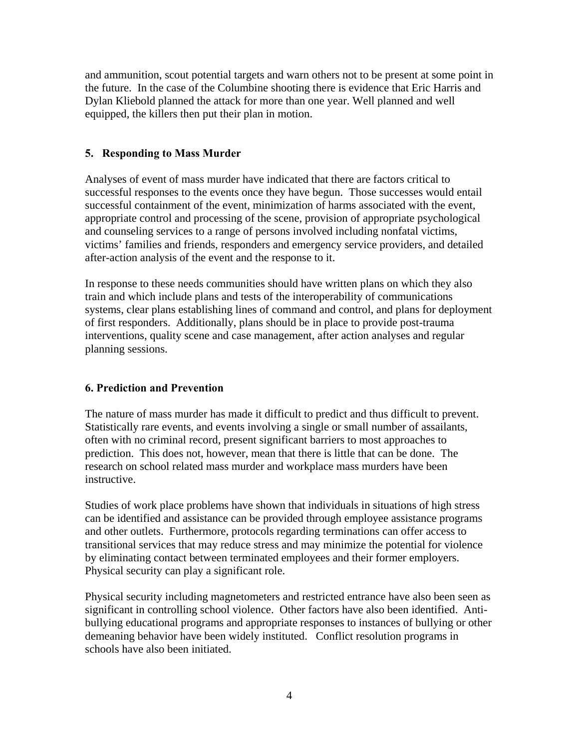and ammunition, scout potential targets and warn others not to be present at some point in the future. In the case of the Columbine shooting there is evidence that Eric Harris and Dylan Kliebold planned the attack for more than one year. Well planned and well equipped, the killers then put their plan in motion.

### 5. Responding to Mass Murder

Analyses of event of mass murder have indicated that there are factors critical to successful responses to the events once they have begun. Those successes would entail successful containment of the event, minimization of harms associated with the event, appropriate control and processing of the scene, provision of appropriate psychological and counseling services to a range of persons involved including nonfatal victims, victims' families and friends, responders and emergency service providers, and detailed after-action analysis of the event and the response to it.

In response to these needs communities should have written plans on which they also train and which include plans and tests of the interoperability of communications systems, clear plans establishing lines of command and control, and plans for deployment of first responders. Additionally, plans should be in place to provide post-trauma interventions, quality scene and case management, after action analyses and regular planning sessions.

### 6. Prediction and Prevention

The nature of mass murder has made it difficult to predict and thus difficult to prevent. Statistically rare events, and events involving a single or small number of assailants, often with no criminal record, present significant barriers to most approaches to prediction. This does not, however, mean that there is little that can be done. The research on school related mass murder and workplace mass murders have been instructive.

Studies of work place problems have shown that individuals in situations of high stress can be identified and assistance can be provided through employee assistance programs and other outlets. Furthermore, protocols regarding terminations can offer access to transitional services that may reduce stress and may minimize the potential for violence by eliminating contact between terminated employees and their former employers. Physical security can play a significant role.

Physical security including magnetometers and restricted entrance have also been seen as significant in controlling school violence. Other factors have also been identified. Anti-bullying educational programs and appropriate responses to instances of bullying or other demeaning behavior have been widely instituted. Conflict resolution programs in schools have also been initiated.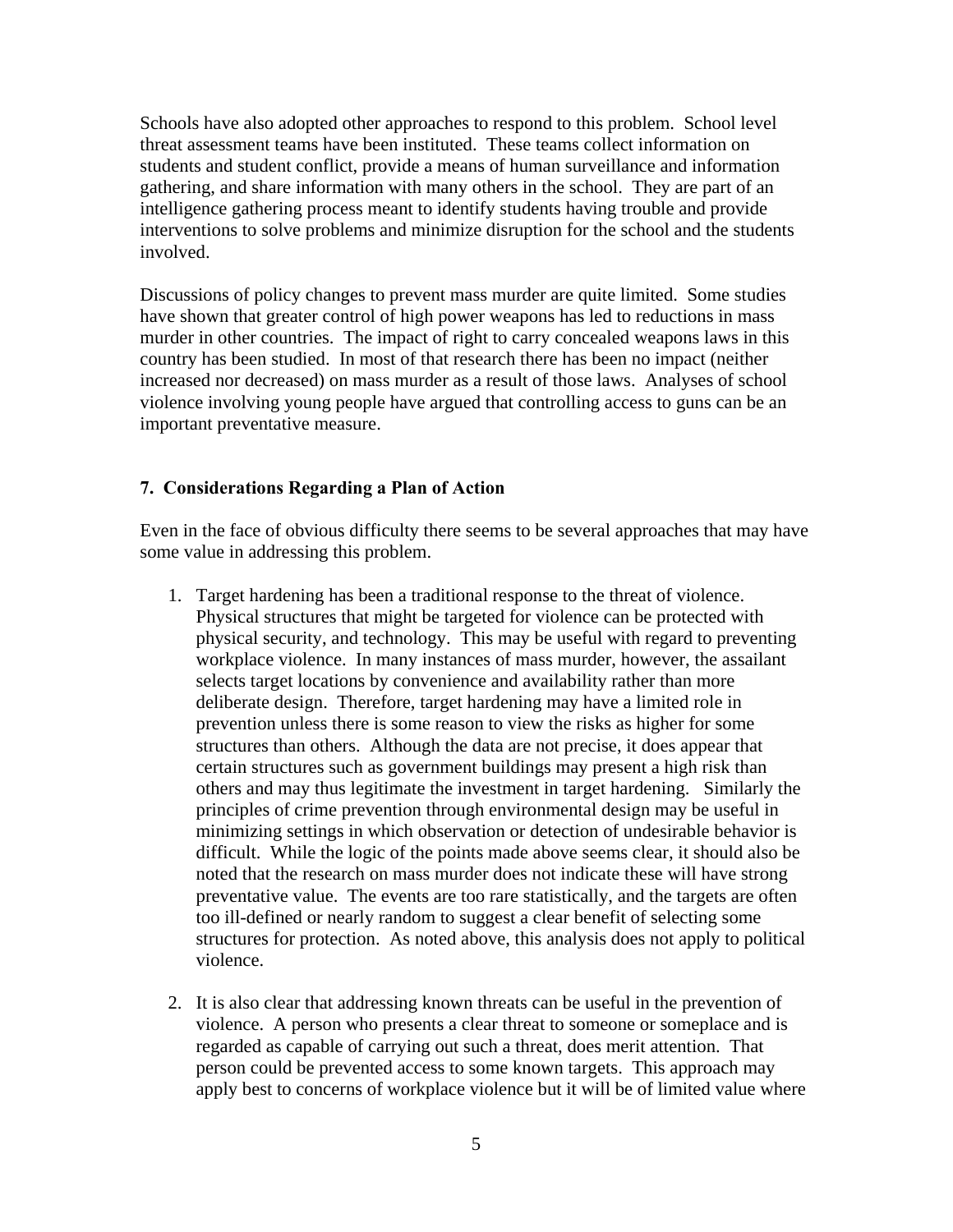Schools have also adopted other approaches to respond to this problem. School level threat assessment teams have been instituted. These teams collect information on students and student conflict, provide a means of human surveillance and information gathering, and share information with many others in the school. They are part of an intelligence gathering process meant to identify students having trouble and provide interventions to solve problems and minimize disruption for the school and the students involved.

Discussions of policy changes to prevent mass murder are quite limited. Some studies have shown that greater control of high power weapons has led to reductions in mass murder in other countries. The impact of right to carry concealed weapons laws in this country has been studied. In most of that research there has been no impact (neither increased nor decreased) on mass murder as a result of those laws. Analyses of school violence involving young people have argued that controlling access to guns can be an important preventative measure.

### 7. Considerations Regarding a Plan of Action

Even in the face of obvious difficulty there seems to be several approaches that may have some value in addressing this problem.

1. Target hardening has been a traditional response to the threat of violence. Physical structures that might be targeted for violence can be protected with physical security, and technology. This may be useful with regard to preventing workplace violence. In many instances of mass murder, however, the assailant selects target locations by convenience and availability rather than more deliberate design. Therefore, target hardening may have a limited role in prevention unless there is some reason to view the risks as higher for some structures than others. Although the data are not precise, it does appear that certain structures such as government buildings may present a high risk than others and may thus legitimate the investment in target hardening. Similarly the principles of crime prevention through environmental design may be useful in minimizing settings in which observation or detection of undesirable behavior is difficult. While the logic of the points made above seems clear, it should also be noted that the research on mass murder does not indicate these will have strong preventative value. The events are too rare statistically, and the targets are often too ill-defined or nearly random to suggest a clear benefit of selecting some structures for protection. As noted above, this analysis does not apply to political violence.

2. It is also clear that addressing known threats can be useful in the prevention of violence. A person who presents a clear threat to someone or someplace and is regarded as capable of carrying out such a threat, does merit attention. That person could be prevented access to some known targets. This approach may apply best to concerns of workplace violence but it will be of limited value where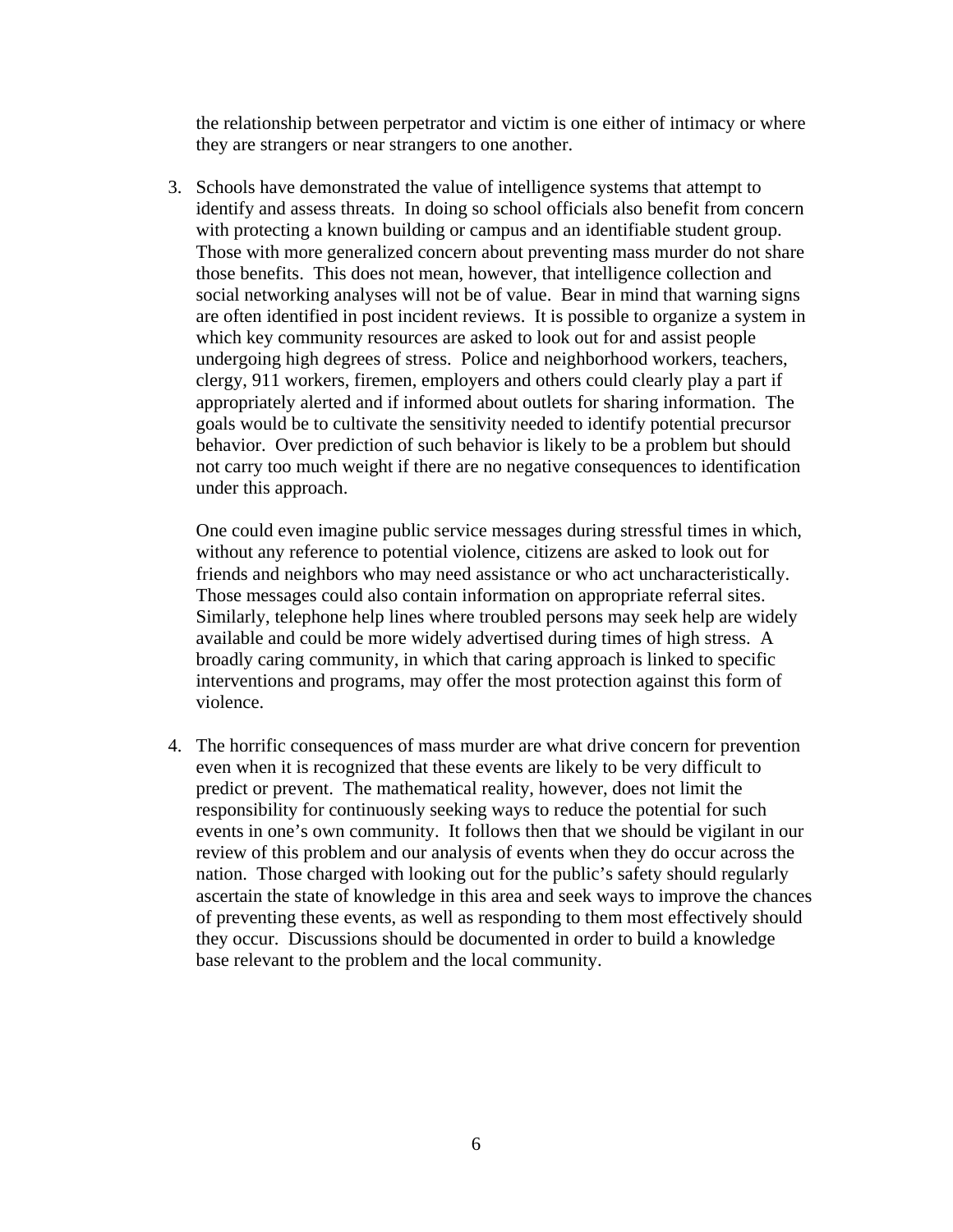the relationship between perpetrator and victim is one either of intimacy or where they are strangers or near strangers to one another.

3. Schools have demonstrated the value of intelligence systems that attempt to identify and assess threats. In doing so school officials also benefit from concern with protecting a known building or campus and an identifiable student group. Those with more generalized concern about preventing mass murder do not share those benefits. This does not mean, however, that intelligence collection and social networking analyses will not be of value. Bear in mind that warning signs are often identified in post incident reviews. It is possible to organize a system in which key community resources are asked to look out for and assist people undergoing high degrees of stress. Police and neighborhood workers, teachers, clergy, 911 workers, firemen, employers and others could clearly play a part if appropriately alerted and if informed about outlets for sharing information. The goals would be to cultivate the sensitivity needed to identify potential precursor behavior. Over prediction of such behavior is likely to be a problem but should not carry too much weight if there are no negative consequences to identification under this approach.

   One could even imagine public service messages during stressful times in which, without any reference to potential violence, citizens are asked to look out for friends and neighbors who may need assistance or who act uncharacteristically. Those messages could also contain information on appropriate referral sites. Similarly, telephone help lines where troubled persons may seek help are widely available and could be more widely advertised during times of high stress. A broadly caring community, in which that caring approach is linked to specific interventions and programs, may offer the most protection against this form of violence.

4. The horrific consequences of mass murder are what drive concern for prevention even when it is recognized that these events are likely to be very difficult to predict or prevent. The mathematical reality, however, does not limit the responsibility for continuously seeking ways to reduce the potential for such events in one's own community. It follows then that we should be vigilant in our review of this problem and our analysis of events when they do occur across the nation. Those charged with looking out for the public's safety should regularly ascertain the state of knowledge in this area and seek ways to improve the chances of preventing these events, as well as responding to them most effectively should they occur. Discussions should be documented in order to build a knowledge base relevant to the problem and the local community.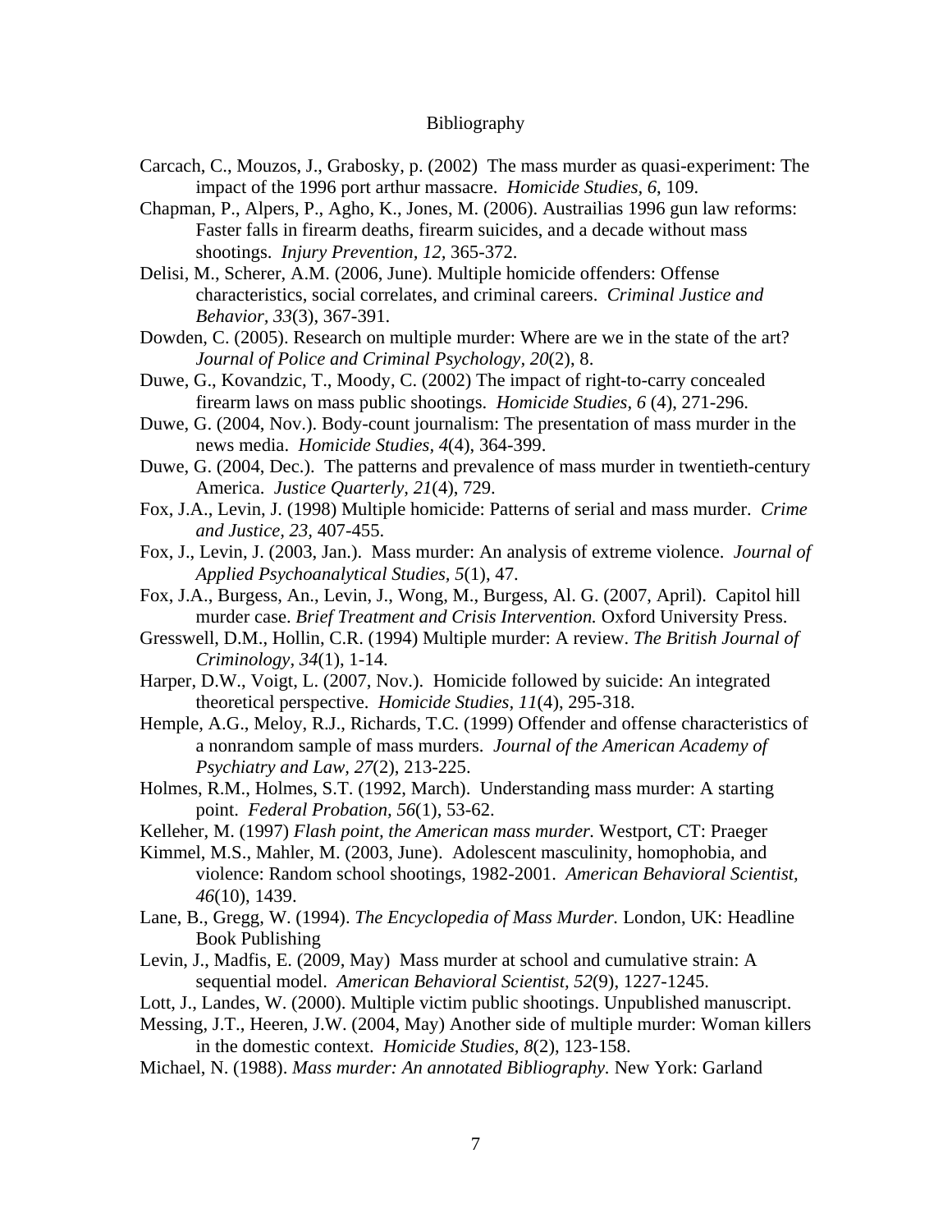# Bibliography

Carcach, C., Mouzos, J., Grabosky, p. (2002) The mass murder as quasi-experiment: The impact of the 1996 port arthur massacre. *Homicide Studies, 6*, 109.

Chapman, P., Alpers, P., Agho, K., Jones, M. (2006). Austrailias 1996 gun law reforms: Faster falls in firearm deaths, firearm suicides, and a decade without mass shootings. *Injury Prevention, 12*, 365-372.

Delisi, M., Scherer, A.M. (2006, June). Multiple homicide offenders: Offense characteristics, social correlates, and criminal careers. *Criminal Justice and Behavior, 33*(3), 367-391.

Dowden, C. (2005). Research on multiple murder: Where are we in the state of the art? *Journal of Police and Criminal Psychology, 20*(2), 8.

Duwe, G., Kovandzic, T., Moody, C. (2002) The impact of right-to-carry concealed firearm laws on mass public shootings. *Homicide Studies, 6* (4), 271-296.

Duwe, G. (2004, Nov.). Body-count journalism: The presentation of mass murder in the news media. *Homicide Studies, 4*(4), 364-399.

Duwe, G. (2004, Dec.). The patterns and prevalence of mass murder in twentieth-century America. *Justice Quarterly, 21*(4), 729.

Fox, J.A., Levin, J. (1998) Multiple homicide: Patterns of serial and mass murder. *Crime and Justice, 23*, 407-455.

Fox, J., Levin, J. (2003, Jan.). Mass murder: An analysis of extreme violence. *Journal of Applied Psychoanalytical Studies, 5*(1), 47.

Fox, J.A., Burgess, An., Levin, J., Wong, M., Burgess, Al. G. (2007, April). Capitol hill murder case. *Brief Treatment and Crisis Intervention.* Oxford University Press.

Gresswell, D.M., Hollin, C.R. (1994) Multiple murder: A review. *The British Journal of Criminology, 34*(1), 1-14.

Harper, D.W., Voigt, L. (2007, Nov.). Homicide followed by suicide: An integrated theoretical perspective. *Homicide Studies, 11*(4), 295-318.

Hemple, A.G., Meloy, R.J., Richards, T.C. (1999) Offender and offense characteristics of a nonrandom sample of mass murders. *Journal of the American Academy of Psychiatry and Law, 27*(2), 213-225.

Holmes, R.M., Holmes, S.T. (1992, March). Understanding mass murder: A starting point. *Federal Probation, 56*(1), 53-62.

Kelleher, M. (1997) *Flash point, the American mass murder.* Westport, CT: Praeger

Kimmel, M.S., Mahler, M. (2003, June). Adolescent masculinity, homophobia, and violence: Random school shootings, 1982-2001. *American Behavioral Scientist, 46*(10), 1439.

Lane, B., Gregg, W. (1994). *The Encyclopedia of Mass Murder.* London, UK: Headline Book Publishing

Levin, J., Madfis, E. (2009, May) Mass murder at school and cumulative strain: A sequential model. *American Behavioral Scientist, 52*(9), 1227-1245.

Lott, J., Landes, W. (2000). Multiple victim public shootings. Unpublished manuscript.

Messing, J.T., Heeren, J.W. (2004, May) Another side of multiple murder: Woman killers in the domestic context. *Homicide Studies, 8*(2), 123-158.

Michael, N. (1988). *Mass murder: An annotated Bibliography.* New York: Garland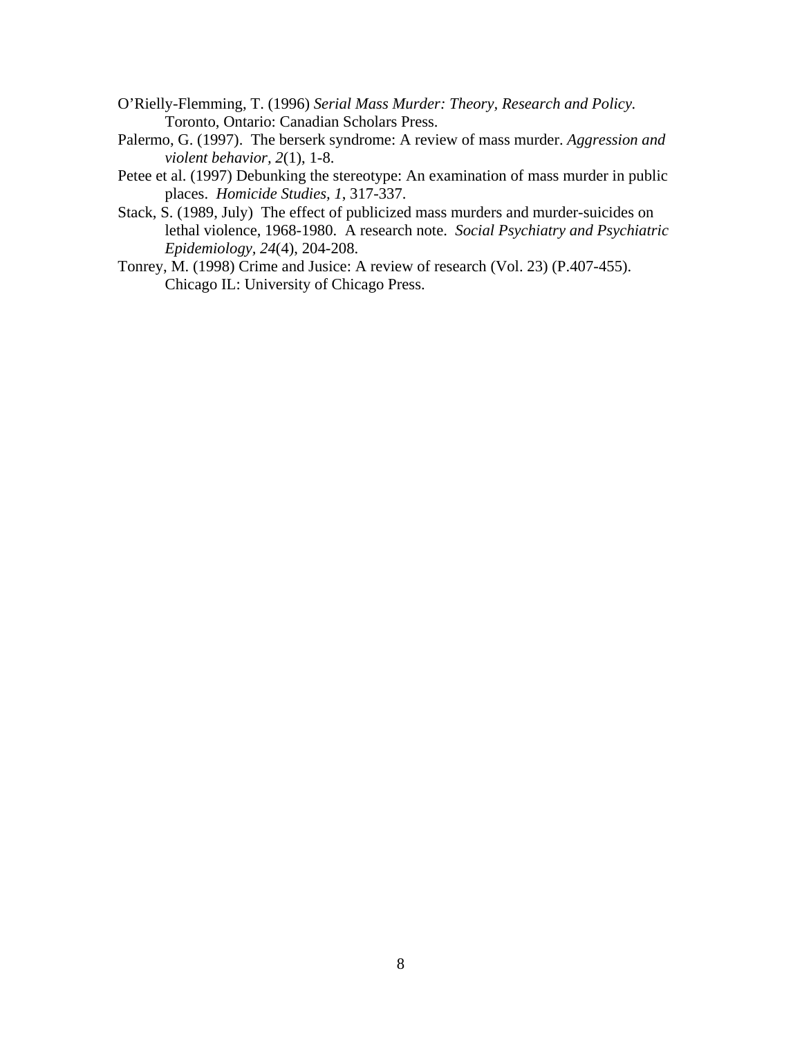O'Rielly-Flemming, T. (1996) *Serial Mass Murder: Theory, Research and Policy.* Toronto, Ontario: Canadian Scholars Press.

Palermo, G. (1997). The berserk syndrome: A review of mass murder. *Aggression and violent behavior*, *2*(1), 1-8.

Petee et al. (1997) Debunking the stereotype: An examination of mass murder in public places. *Homicide Studies*, *1*, 317-337.

Stack, S. (1989, July) The effect of publicized mass murders and murder-suicides on lethal violence, 1968-1980. A research note. *Social Psychiatry and Psychiatric Epidemiology*, *24*(4), 204-208.

Tonrey, M. (1998) Crime and Jusice: A review of research (Vol. 23) (P.407-455). Chicago IL: University of Chicago Press.